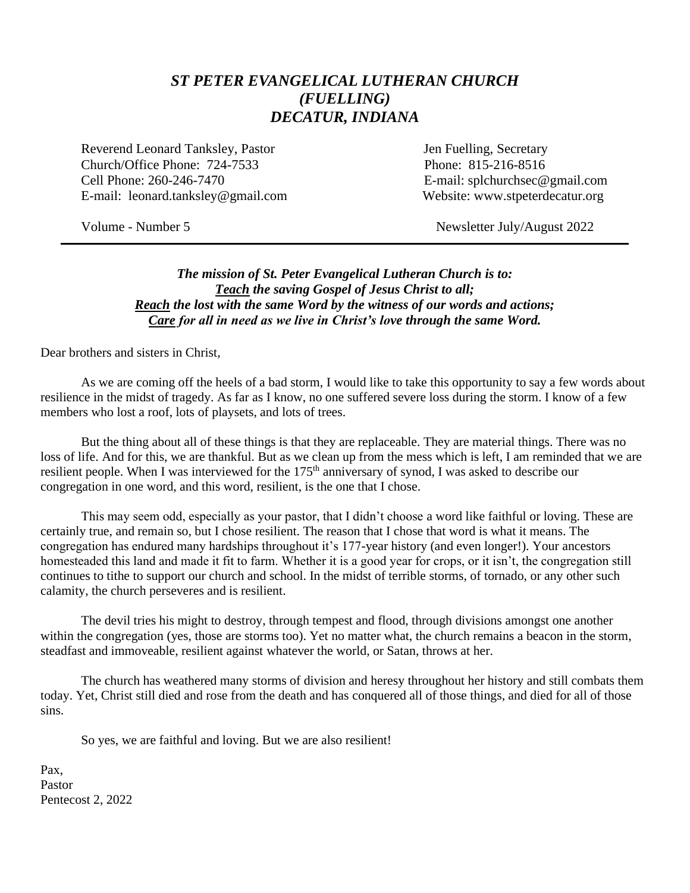# *ST PETER EVANGELICAL LUTHERAN CHURCH (FUELLING) DECATUR, INDIANA*

Reverend Leonard Tanksley, Pastor
Church/Office Phone: 724-7533
Cell Phone: 260-246-7470
E-mail: leonard.tanksley@gmail.com

Jen Fuelling, Secretary
Phone: 815-216-8516
E-mail: splchurchsec@gmail.com
Website: www.stpeterdecatur.org

Volume - Number 5

Newsletter July/August 2022

---

***The mission of St. Peter Evangelical Lutheran Church is to:***
***<u>Teach</u> the saving Gospel of Jesus Christ to all;***
***<u>Reach</u> the lost with the same Word by the witness of our words and actions;***
***<u>Care</u> for all in need as we live in Christ's love through the same Word.***

Dear brothers and sisters in Christ,

As we are coming off the heels of a bad storm, I would like to take this opportunity to say a few words about resilience in the midst of tragedy. As far as I know, no one suffered severe loss during the storm. I know of a few members who lost a roof, lots of playsets, and lots of trees.

But the thing about all of these things is that they are replaceable. They are material things. There was no loss of life. And for this, we are thankful. But as we clean up from the mess which is left, I am reminded that we are resilient people. When I was interviewed for the 175th anniversary of synod, I was asked to describe our congregation in one word, and this word, resilient, is the one that I chose.

This may seem odd, especially as your pastor, that I didn't choose a word like faithful or loving. These are certainly true, and remain so, but I chose resilient. The reason that I chose that word is what it means. The congregation has endured many hardships throughout it's 177-year history (and even longer!). Your ancestors homesteaded this land and made it fit to farm. Whether it is a good year for crops, or it isn't, the congregation still continues to tithe to support our church and school. In the midst of terrible storms, of tornado, or any other such calamity, the church perseveres and is resilient.

The devil tries his might to destroy, through tempest and flood, through divisions amongst one another within the congregation (yes, those are storms too). Yet no matter what, the church remains a beacon in the storm, steadfast and immoveable, resilient against whatever the world, or Satan, throws at her.

The church has weathered many storms of division and heresy throughout her history and still combats them today. Yet, Christ still died and rose from the death and has conquered all of those things, and died for all of those sins.

So yes, we are faithful and loving. But we are also resilient!

Pax,
Pastor
Pentecost 2, 2022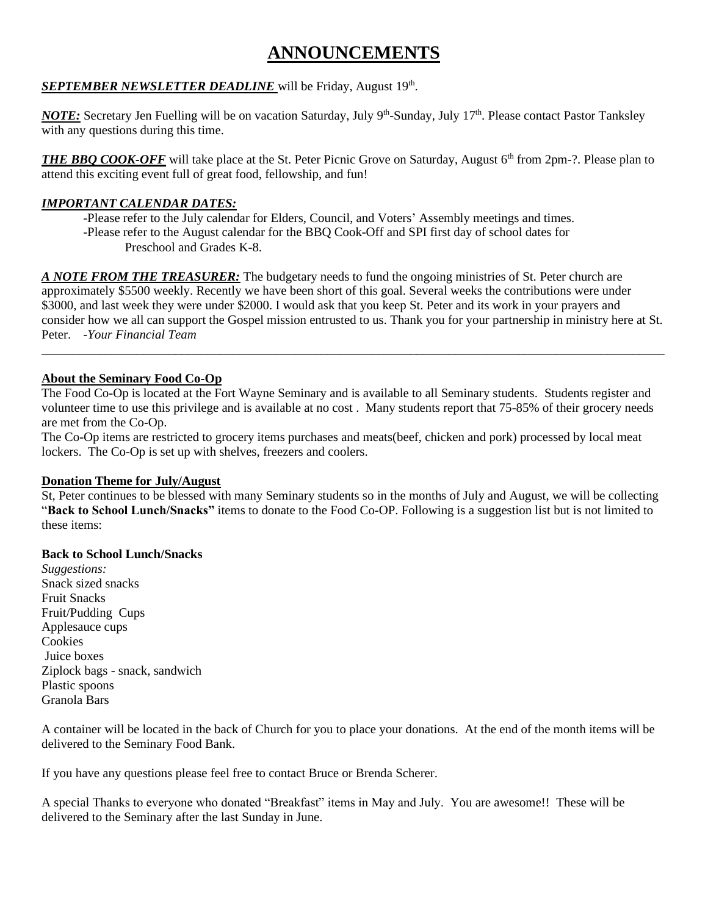# ANNOUNCEMENTS

***SEPTEMBER NEWSLETTER DEADLINE*** will be Friday, August 19th.

***NOTE:*** Secretary Jen Fuelling will be on vacation Saturday, July 9th-Sunday, July 17th. Please contact Pastor Tanksley with any questions during this time.

***THE BBQ COOK-OFF*** will take place at the St. Peter Picnic Grove on Saturday, August 6th from 2pm-?. Please plan to attend this exciting event full of great food, fellowship, and fun!

***IMPORTANT CALENDAR DATES:***

-Please refer to the July calendar for Elders, Council, and Voters' Assembly meetings and times.
-Please refer to the August calendar for the BBQ Cook-Off and SPI first day of school dates for Preschool and Grades K-8.

***A NOTE FROM THE TREASURER:*** The budgetary needs to fund the ongoing ministries of St. Peter church are approximately $5500 weekly. Recently we have been short of this goal. Several weeks the contributions were under $3000, and last week they were under $2000. I would ask that you keep St. Peter and its work in your prayers and consider how we all can support the Gospel mission entrusted to us. Thank you for your partnership in ministry here at St. Peter. -*Your Financial Team*

---

**About the Seminary Food Co-Op**

The Food Co-Op is located at the Fort Wayne Seminary and is available to all Seminary students. Students register and volunteer time to use this privilege and is available at no cost . Many students report that 75-85% of their grocery needs are met from the Co-Op.

The Co-Op items are restricted to grocery items purchases and meats(beef, chicken and pork) processed by local meat lockers. The Co-Op is set up with shelves, freezers and coolers.

**Donation Theme for July/August**

St, Peter continues to be blessed with many Seminary students so in the months of July and August, we will be collecting "**Back to School Lunch/Snacks"** items to donate to the Food Co-OP. Following is a suggestion list but is not limited to these items:

**Back to School Lunch/Snacks**

*Suggestions:*
Snack sized snacks
Fruit Snacks
Fruit/Pudding Cups
Applesauce cups
Cookies
Juice boxes
Ziplock bags - snack, sandwich
Plastic spoons
Granola Bars

A container will be located in the back of Church for you to place your donations. At the end of the month items will be delivered to the Seminary Food Bank.

If you have any questions please feel free to contact Bruce or Brenda Scherer.

A special Thanks to everyone who donated "Breakfast" items in May and July. You are awesome!! These will be delivered to the Seminary after the last Sunday in June.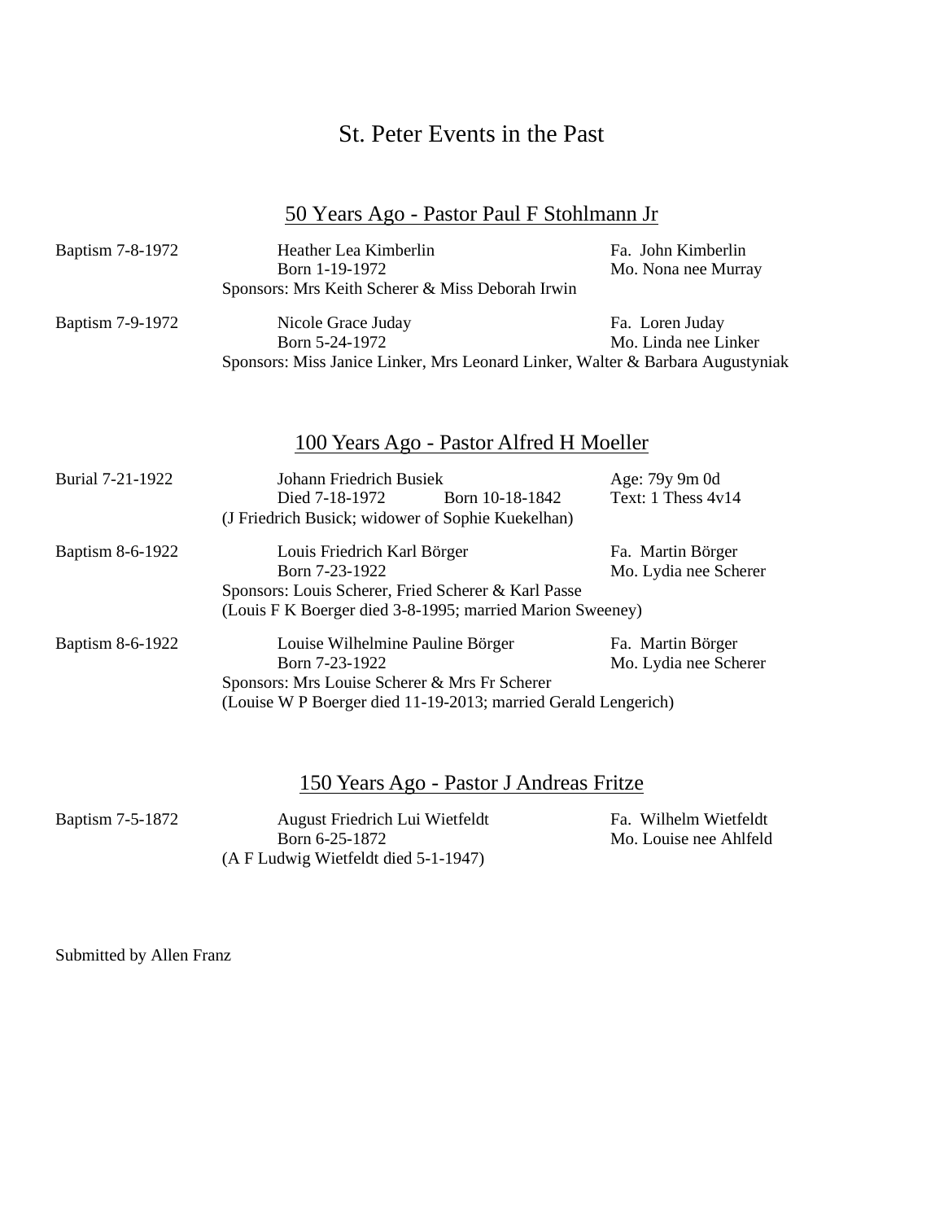# St. Peter Events in the Past

## 50 Years Ago - Pastor Paul F Stohlmann Jr

Baptism 7-8-1972 — Heather Lea Kimberlin — Fa. John Kimberlin
Born 1-19-1972 — Mo. Nona nee Murray
Sponsors: Mrs Keith Scherer & Miss Deborah Irwin

Baptism 7-9-1972 — Nicole Grace Juday — Fa. Loren Juday
Born 5-24-1972 — Mo. Linda nee Linker
Sponsors: Miss Janice Linker, Mrs Leonard Linker, Walter & Barbara Augustyniak

## 100 Years Ago - Pastor Alfred H Moeller

Burial 7-21-1922 — Johann Friedrich Busiek — Age: 79y 9m 0d
Died 7-18-1972 — Born 10-18-1842 — Text: 1 Thess 4v14
(J Friedrich Busick; widower of Sophie Kuekelhan)

Baptism 8-6-1922 — Louis Friedrich Karl Börger — Fa. Martin Börger
Born 7-23-1922 — Mo. Lydia nee Scherer
Sponsors: Louis Scherer, Fried Scherer & Karl Passe
(Louis F K Boerger died 3-8-1995; married Marion Sweeney)

Baptism 8-6-1922 — Louise Wilhelmine Pauline Börger — Fa. Martin Börger
Born 7-23-1922 — Mo. Lydia nee Scherer
Sponsors: Mrs Louise Scherer & Mrs Fr Scherer
(Louise W P Boerger died 11-19-2013; married Gerald Lengerich)

## 150 Years Ago - Pastor J Andreas Fritze

Baptism 7-5-1872 — August Friedrich Lui Wietfeldt — Fa. Wilhelm Wietfeldt
Born 6-25-1872 — Mo. Louise nee Ahlfeld
(A F Ludwig Wietfeldt died 5-1-1947)

Submitted by Allen Franz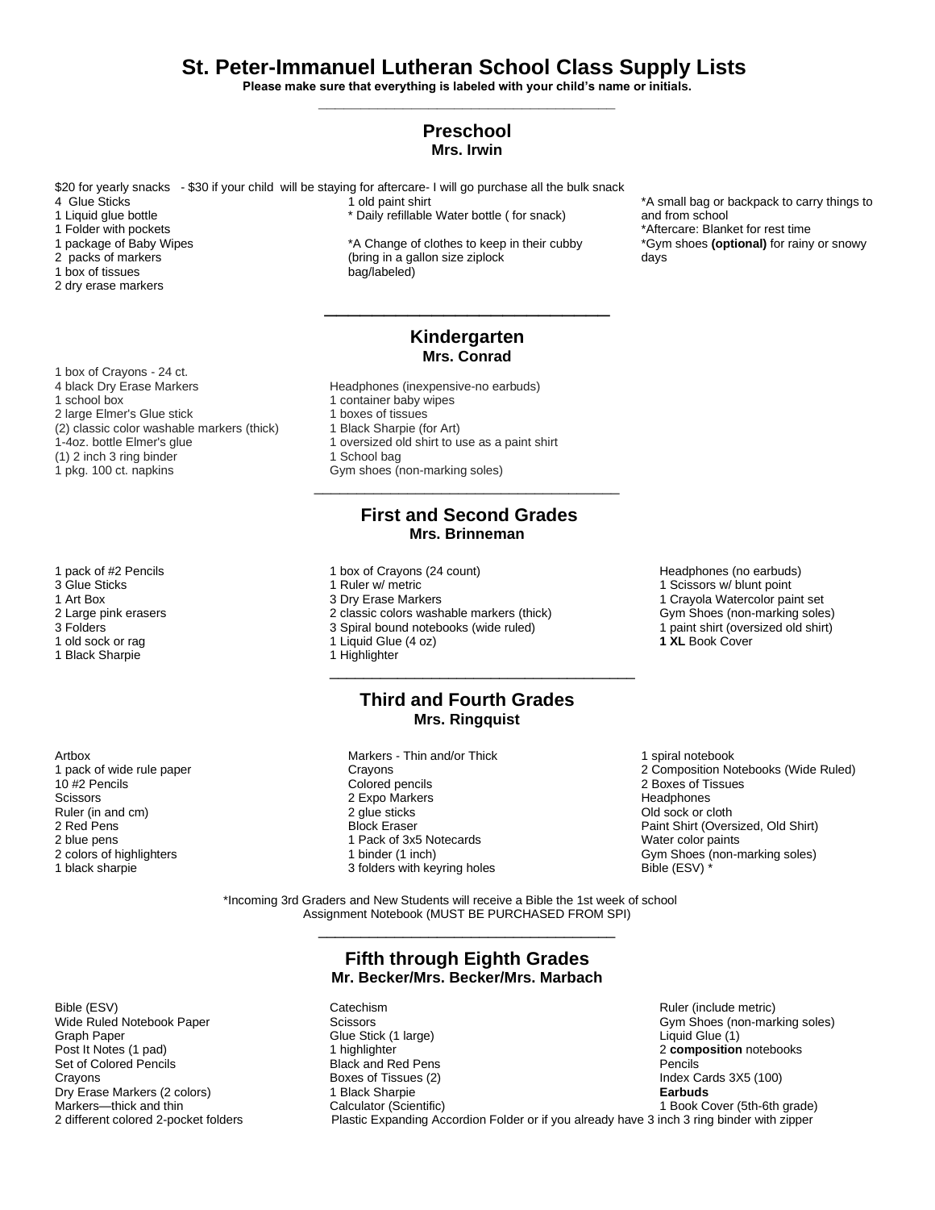# St. Peter-Immanuel Lutheran School Class Supply Lists

**Please make sure that everything is labeled with your child's name or initials.**

---

## Preschool
### Mrs. Irwin

$20 for yearly snacks - $30 if your child will be staying for aftercare- I will go purchase all the bulk snack

4 Glue Sticks
1 Liquid glue bottle
1 Folder with pockets
1 package of Baby Wipes
2 packs of markers
1 box of tissues
2 dry erase markers

1 old paint shirt
* Daily refillable Water bottle ( for snack)

*A Change of clothes to keep in their cubby (bring in a gallon size ziplock bag/labeled)

*A small bag or backpack to carry things to and from school
*Aftercare: Blanket for rest time
*Gym shoes **(optional)** for rainy or snowy days

---

## Kindergarten
### Mrs. Conrad

1 box of Crayons - 24 ct.
4 black Dry Erase Markers
1 school box
2 large Elmer's Glue stick
(2) classic color washable markers (thick)
1-4oz. bottle Elmer's glue
(1) 2 inch 3 ring binder
1 pkg. 100 ct. napkins

Headphones (inexpensive-no earbuds)
1 container baby wipes
1 boxes of tissues
1 Black Sharpie (for Art)
1 oversized old shirt to use as a paint shirt
1 School bag
Gym shoes (non-marking soles)

---

## First and Second Grades
### Mrs. Brinneman

1 pack of #2 Pencils
3 Glue Sticks
1 Art Box
2 Large pink erasers
3 Folders
1 old sock or rag
1 Black Sharpie

1 box of Crayons (24 count)
1 Ruler w/ metric
3 Dry Erase Markers
2 classic colors washable markers (thick)
3 Spiral bound notebooks (wide ruled)
1 Liquid Glue (4 oz)
1 Highlighter

Headphones (no earbuds)
1 Scissors w/ blunt point
1 Crayola Watercolor paint set
Gym Shoes (non-marking soles)
1 paint shirt (oversized old shirt)
**1 XL** Book Cover

---

## Third and Fourth Grades
### Mrs. Ringquist

Artbox
1 pack of wide rule paper
10 #2 Pencils
Scissors
Ruler (in and cm)
2 Red Pens
2 blue pens
2 colors of highlighters
1 black sharpie

Markers - Thin and/or Thick
Crayons
Colored pencils
2 Expo Markers
2 glue sticks
Block Eraser
1 Pack of 3x5 Notecards
1 binder (1 inch)
3 folders with keyring holes

1 spiral notebook
2 Composition Notebooks (Wide Ruled)
2 Boxes of Tissues
Headphones
Old sock or cloth
Paint Shirt (Oversized, Old Shirt)
Water color paints
Gym Shoes (non-marking soles)
Bible (ESV) *

*Incoming 3rd Graders and New Students will receive a Bible the 1st week of school
Assignment Notebook (MUST BE PURCHASED FROM SPI)

---

## Fifth through Eighth Grades
### Mr. Becker/Mrs. Becker/Mrs. Marbach

Bible (ESV)
Wide Ruled Notebook Paper
Graph Paper
Post It Notes (1 pad)
Set of Colored Pencils
Crayons
Dry Erase Markers (2 colors)
Markers—thick and thin
2 different colored 2-pocket folders

Catechism
Scissors
Glue Stick (1 large)
1 highlighter
Black and Red Pens
Boxes of Tissues (2)
1 Black Sharpie
Calculator (Scientific)
Plastic Expanding Accordion Folder or if you already have 3 inch 3 ring binder with zipper

Ruler (include metric)
Gym Shoes (non-marking soles)
Liquid Glue (1)
2 **composition** notebooks
Pencils
Index Cards 3X5 (100)
**Earbuds**
1 Book Cover (5th-6th grade)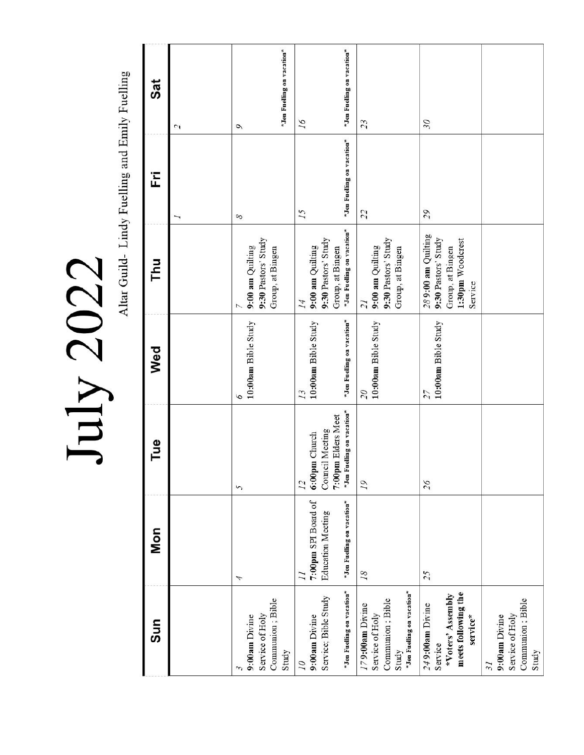# July 2022

Altar Guild- Lindy Fuelling and Emily Fuelling

| Sun | Mon | Tue | Wed | Thu | Fri | Sat |
|---|---|---|---|---|---|---|
| | | | | | 1 | 2 |
| 3<br>**9:00am** Divine Service of Holy Communion ; Bible Study | 4 | 5 | 6<br>**10:00am** Bible Study | 7<br>**9:00 am** Quilting<br>**9:30** Pastors' Study Group, at Bingen | 8 | 9<br>*Jen Fuelling on vacation* |
| 10<br>**9:00am** Divine Service; Bible Study<br>*Jen Fuelling on vacation* | 11<br>**7:00pm** SPI Board of Education Meeting<br>*Jen Fuelling on vacation* | 12<br>**6:00pm** Church Council Meeting<br>**7:00pm** Elders Meet<br>*Jen Fuelling on vacation* | 13<br>**10:00am** Bible Study<br>*Jen Fuelling on vacation* | 14<br>**9:00 am** Quilting<br>**9:30** Pastors' Study Group, at Bingen<br>*Jen Fuelling on vacation* | 15<br>*Jen Fuelling on vacation* | 16<br>*Jen Fuelling on vacation* |
| 17 **9:00am** Divine Service of Holy Communion ; Bible Study<br>*Jen Fuelling on vacation* | 18 | 19 | 20<br>**10:00am** Bible Study | 21<br>**9:00 am** Quilting<br>**9:30** Pastors' Study Group, at Bingen | 22 | 23 |
| 24 **9:00am** Divine Service<br>**\*Voters' Assembly meets following the service\*** | 25 | 26 | 27<br>**10:00am** Bible Study | 28 **9:00 am** Quilting<br>**9:30** Pastors' Study Group, at Bingen<br>**1:30pm** Woodcrest Service | 29 | 30 |
| 31<br>**9:00am** Divine Service of Holy Communion ; Bible Study | | | | | | |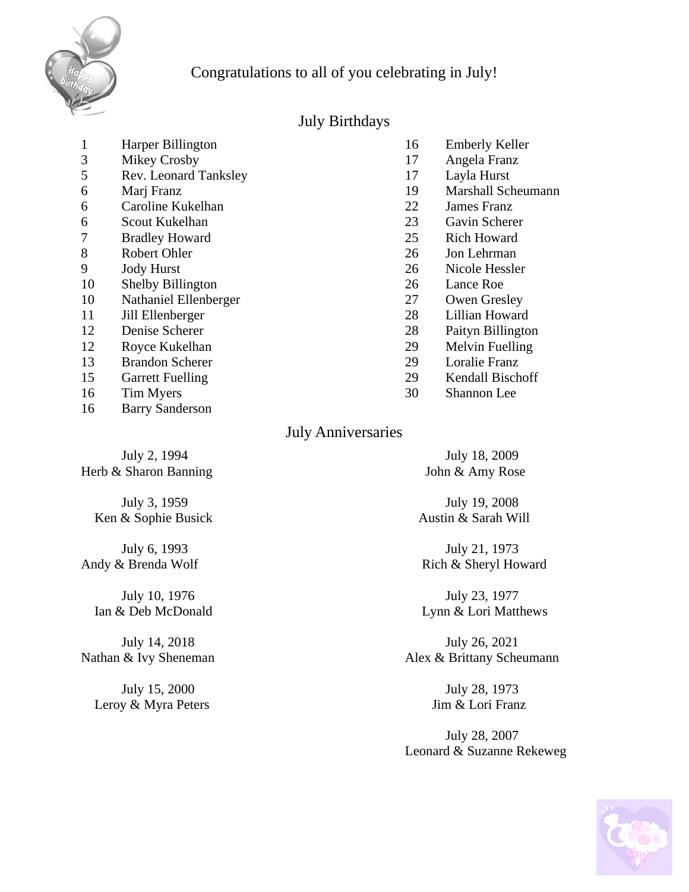Congratulations to all of you celebrating in July!

## July Birthdays

1 Harper Billington
3 Mikey Crosby
5 Rev. Leonard Tanksley
6 Marj Franz
6 Caroline Kukelhan
6 Scout Kukelhan
7 Bradley Howard
8 Robert Ohler
9 Jody Hurst
10 Shelby Billington
10 Nathaniel Ellenberger
11 Jill Ellenberger
12 Denise Scherer
12 Royce Kukelhan
13 Brandon Scherer
15 Garrett Fuelling
16 Tim Myers
16 Barry Sanderson
16 Emberly Keller
17 Angela Franz
17 Layla Hurst
19 Marshall Scheumann
22 James Franz
23 Gavin Scherer
25 Rich Howard
26 Jon Lehrman
26 Nicole Hessler
26 Lance Roe
27 Owen Gresley
28 Lillian Howard
28 Paityn Billington
29 Melvin Fuelling
29 Loralie Franz
29 Kendall Bischoff
30 Shannon Lee

## July Anniversaries

July 2, 1994
Herb & Sharon Banning

July 3, 1959
Ken & Sophie Busick

July 6, 1993
Andy & Brenda Wolf

July 10, 1976
Ian & Deb McDonald

July 14, 2018
Nathan & Ivy Sheneman

July 15, 2000
Leroy & Myra Peters

July 18, 2009
John & Amy Rose

July 19, 2008
Austin & Sarah Will

July 21, 1973
Rich & Sheryl Howard

July 23, 1977
Lynn & Lori Matthews

July 26, 2021
Alex & Brittany Scheumann

July 28, 1973
Jim & Lori Franz

July 28, 2007
Leonard & Suzanne Rekeweg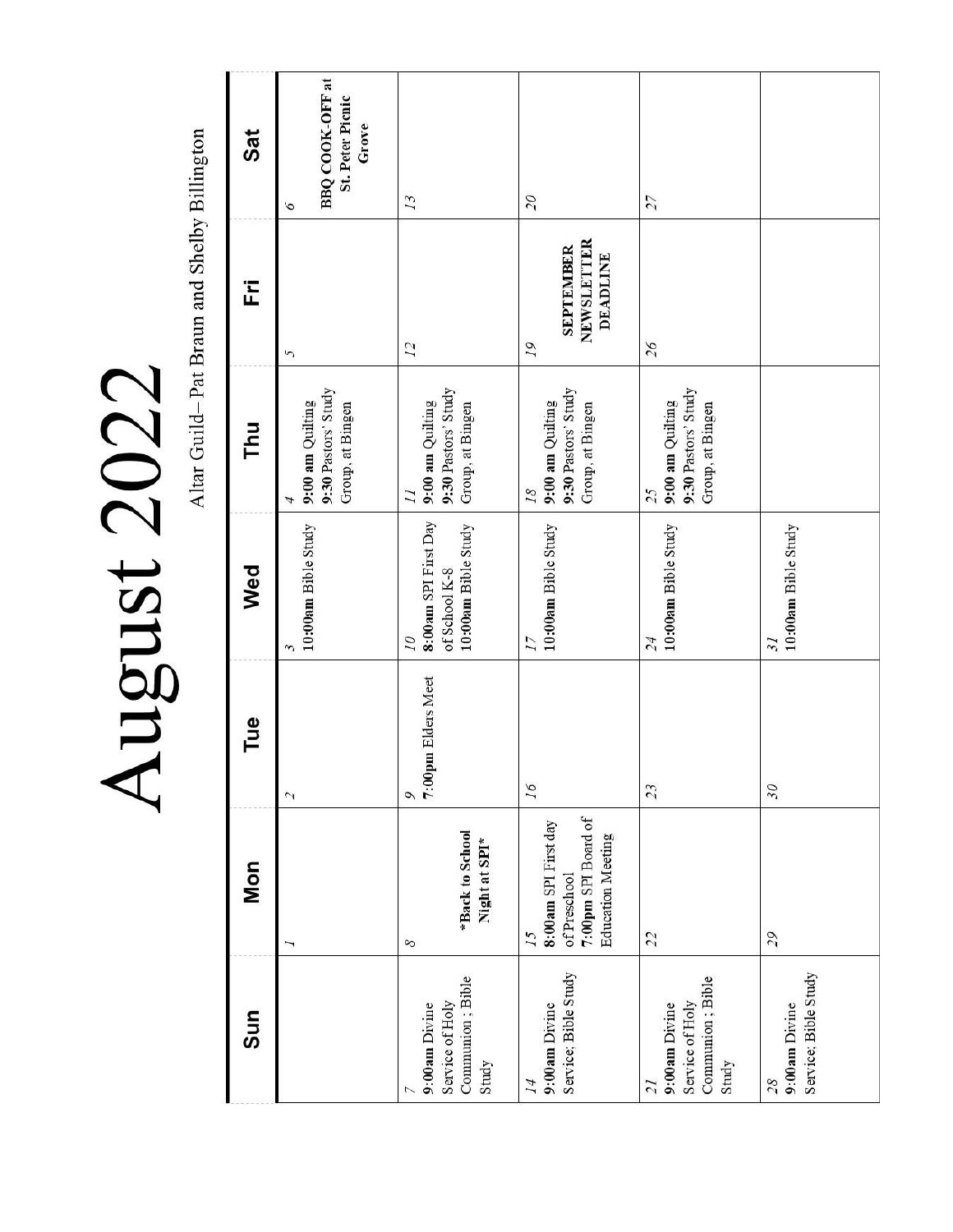# August 2022

Altar Guild– Pat Braun and Shelby Billington

| Sun | Mon | Tue | Wed | Thu | Fri | Sat |
| --- | --- | --- | --- | --- | --- | --- |
| | 1 | 2 | 3<br>**10:00am** Bible Study | 4<br>**9:00 am** Quilting<br>**9:30** Pastors' Study Group, at Bingen | 5 | 6<br>**BBQ COOK-OFF at St. Peter Picnic Grove** |
| 7<br>**9:00am** Divine Service of Holy Communion ; Bible Study | 8<br>**\*Back to School Night at SPI\*** | 9<br>**7:00pm** Elders Meet | 10<br>**8:00am** SPI First Day of School K-8<br>**10:00am** Bible Study | 11<br>**9:00 am** Quilting<br>**9:30** Pastors' Study Group, at Bingen | 12 | 13 |
| 14<br>**9:00am** Divine Service; Bible Study | 15<br>**8:00am** SPI First day of Preschool<br>**7:00pm** SPI Board of Education Meeting | 16 | 17<br>**10:00am** Bible Study | 18<br>**9:00 am** Quilting<br>**9:30** Pastors' Study Group, at Bingen | 19<br>**SEPTEMBER NEWSLETTER DEADLINE** | 20 |
| 21<br>**9:00am** Divine Service of Holy Communion ; Bible Study | 22 | 23 | 24<br>**10:00am** Bible Study | 25<br>**9:00 am** Quilting<br>**9:30** Pastors' Study Group, at Bingen | 26 | 27 |
| 28<br>**9:00am** Divine Service; Bible Study | 29 | 30 | 31<br>**10:00am** Bible Study | | | |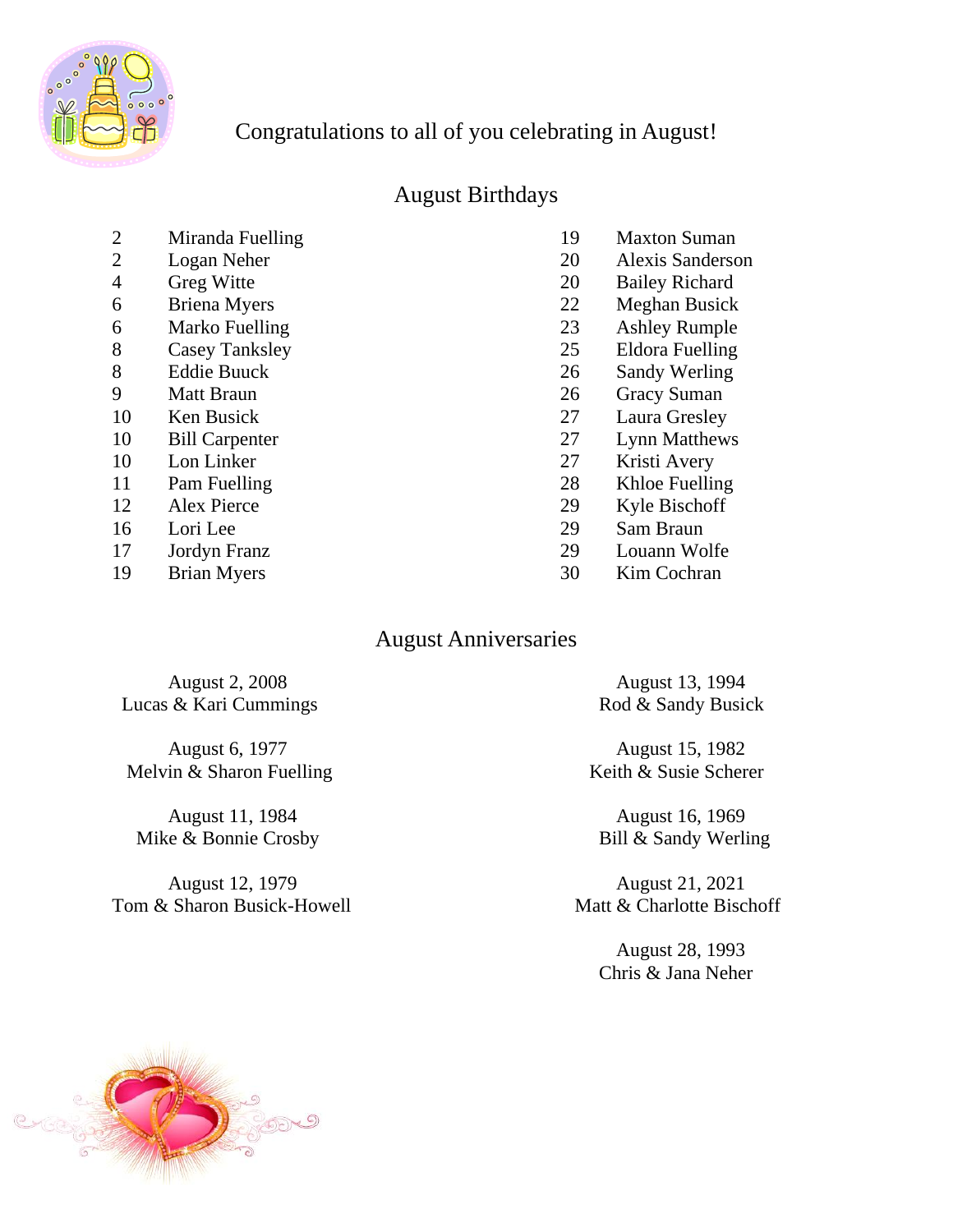Congratulations to all of you celebrating in August!

## August Birthdays

| | |
|---|---|
| 2 | Miranda Fuelling |
| 2 | Logan Neher |
| 4 | Greg Witte |
| 6 | Briena Myers |
| 6 | Marko Fuelling |
| 8 | Casey Tanksley |
| 8 | Eddie Buuck |
| 9 | Matt Braun |
| 10 | Ken Busick |
| 10 | Bill Carpenter |
| 10 | Lon Linker |
| 11 | Pam Fuelling |
| 12 | Alex Pierce |
| 16 | Lori Lee |
| 17 | Jordyn Franz |
| 19 | Brian Myers |
| 19 | Maxton Suman |
| 20 | Alexis Sanderson |
| 20 | Bailey Richard |
| 22 | Meghan Busick |
| 23 | Ashley Rumple |
| 25 | Eldora Fuelling |
| 26 | Sandy Werling |
| 26 | Gracy Suman |
| 27 | Laura Gresley |
| 27 | Lynn Matthews |
| 27 | Kristi Avery |
| 28 | Khloe Fuelling |
| 29 | Kyle Bischoff |
| 29 | Sam Braun |
| 29 | Louann Wolfe |
| 30 | Kim Cochran |

## August Anniversaries

August 2, 2008
Lucas & Kari Cummings

August 6, 1977
Melvin & Sharon Fuelling

August 11, 1984
Mike & Bonnie Crosby

August 12, 1979
Tom & Sharon Busick-Howell

August 13, 1994
Rod & Sandy Busick

August 15, 1982
Keith & Susie Scherer

August 16, 1969
Bill & Sandy Werling

August 21, 2021
Matt & Charlotte Bischoff

August 28, 1993
Chris & Jana Neher